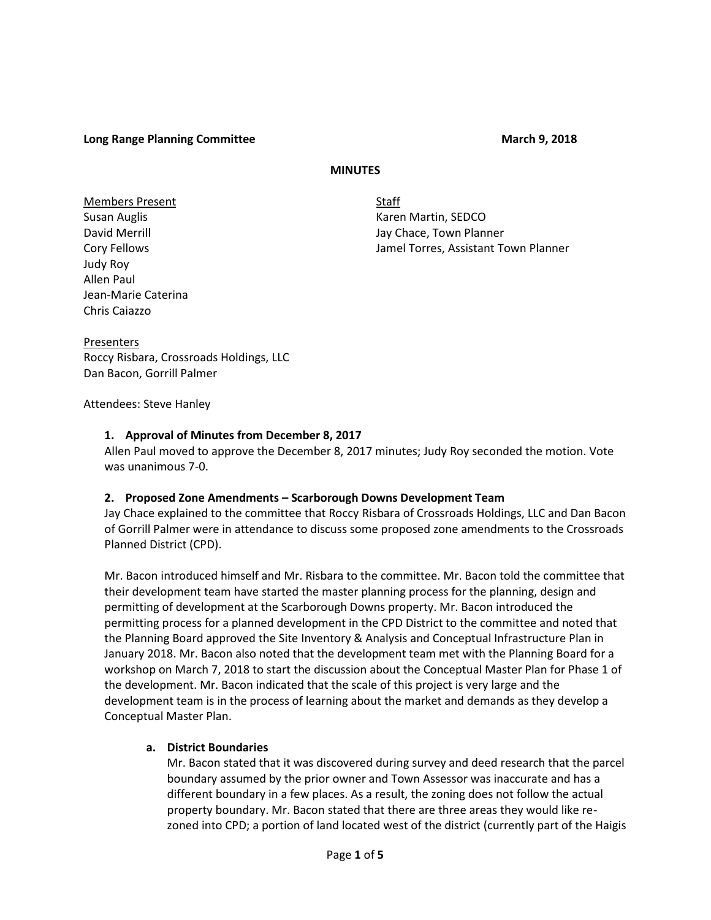**Long Range Planning Committee** **March 9, 2018**

**MINUTES**

Members Present
Susan Auglis
David Merrill
Cory Fellows
Judy Roy
Allen Paul
Jean-Marie Caterina
Chris Caiazzo

Staff
Karen Martin, SEDCO
Jay Chace, Town Planner
Jamel Torres, Assistant Town Planner

Presenters
Roccy Risbara, Crossroads Holdings, LLC
Dan Bacon, Gorrill Palmer

Attendees: Steve Hanley

**1. Approval of Minutes from December 8, 2017**

Allen Paul moved to approve the December 8, 2017 minutes; Judy Roy seconded the motion. Vote was unanimous 7-0.

**2. Proposed Zone Amendments – Scarborough Downs Development Team**

Jay Chace explained to the committee that Roccy Risbara of Crossroads Holdings, LLC and Dan Bacon of Gorrill Palmer were in attendance to discuss some proposed zone amendments to the Crossroads Planned District (CPD).

Mr. Bacon introduced himself and Mr. Risbara to the committee. Mr. Bacon told the committee that their development team have started the master planning process for the planning, design and permitting of development at the Scarborough Downs property. Mr. Bacon introduced the permitting process for a planned development in the CPD District to the committee and noted that the Planning Board approved the Site Inventory & Analysis and Conceptual Infrastructure Plan in January 2018. Mr. Bacon also noted that the development team met with the Planning Board for a workshop on March 7, 2018 to start the discussion about the Conceptual Master Plan for Phase 1 of the development. Mr. Bacon indicated that the scale of this project is very large and the development team is in the process of learning about the market and demands as they develop a Conceptual Master Plan.

**a. District Boundaries**

Mr. Bacon stated that it was discovered during survey and deed research that the parcel boundary assumed by the prior owner and Town Assessor was inaccurate and has a different boundary in a few places. As a result, the zoning does not follow the actual property boundary. Mr. Bacon stated that there are three areas they would like re-zoned into CPD; a portion of land located west of the district (currently part of the Haigis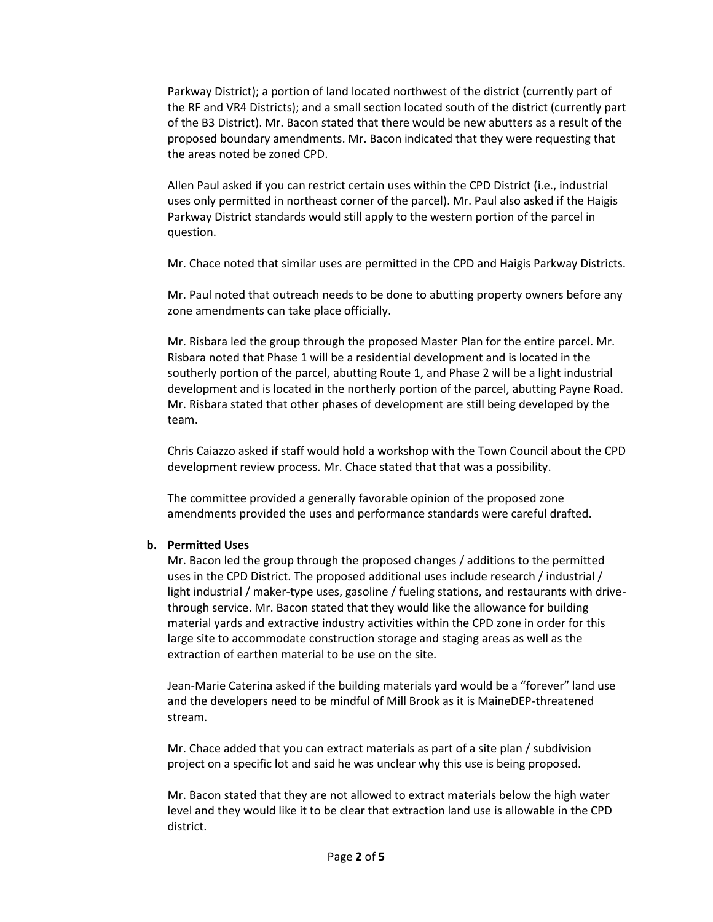Parkway District); a portion of land located northwest of the district (currently part of the RF and VR4 Districts); and a small section located south of the district (currently part of the B3 District). Mr. Bacon stated that there would be new abutters as a result of the proposed boundary amendments. Mr. Bacon indicated that they were requesting that the areas noted be zoned CPD.

Allen Paul asked if you can restrict certain uses within the CPD District (i.e., industrial uses only permitted in northeast corner of the parcel). Mr. Paul also asked if the Haigis Parkway District standards would still apply to the western portion of the parcel in question.

Mr. Chace noted that similar uses are permitted in the CPD and Haigis Parkway Districts.

Mr. Paul noted that outreach needs to be done to abutting property owners before any zone amendments can take place officially.

Mr. Risbara led the group through the proposed Master Plan for the entire parcel. Mr. Risbara noted that Phase 1 will be a residential development and is located in the southerly portion of the parcel, abutting Route 1, and Phase 2 will be a light industrial development and is located in the northerly portion of the parcel, abutting Payne Road. Mr. Risbara stated that other phases of development are still being developed by the team.

Chris Caiazzo asked if staff would hold a workshop with the Town Council about the CPD development review process. Mr. Chace stated that that was a possibility.

The committee provided a generally favorable opinion of the proposed zone amendments provided the uses and performance standards were careful drafted.

**b. Permitted Uses**

Mr. Bacon led the group through the proposed changes / additions to the permitted uses in the CPD District. The proposed additional uses include research / industrial / light industrial / maker-type uses, gasoline / fueling stations, and restaurants with drive-through service. Mr. Bacon stated that they would like the allowance for building material yards and extractive industry activities within the CPD zone in order for this large site to accommodate construction storage and staging areas as well as the extraction of earthen material to be use on the site.

Jean-Marie Caterina asked if the building materials yard would be a "forever" land use and the developers need to be mindful of Mill Brook as it is MaineDEP-threatened stream.

Mr. Chace added that you can extract materials as part of a site plan / subdivision project on a specific lot and said he was unclear why this use is being proposed.

Mr. Bacon stated that they are not allowed to extract materials below the high water level and they would like it to be clear that extraction land use is allowable in the CPD district.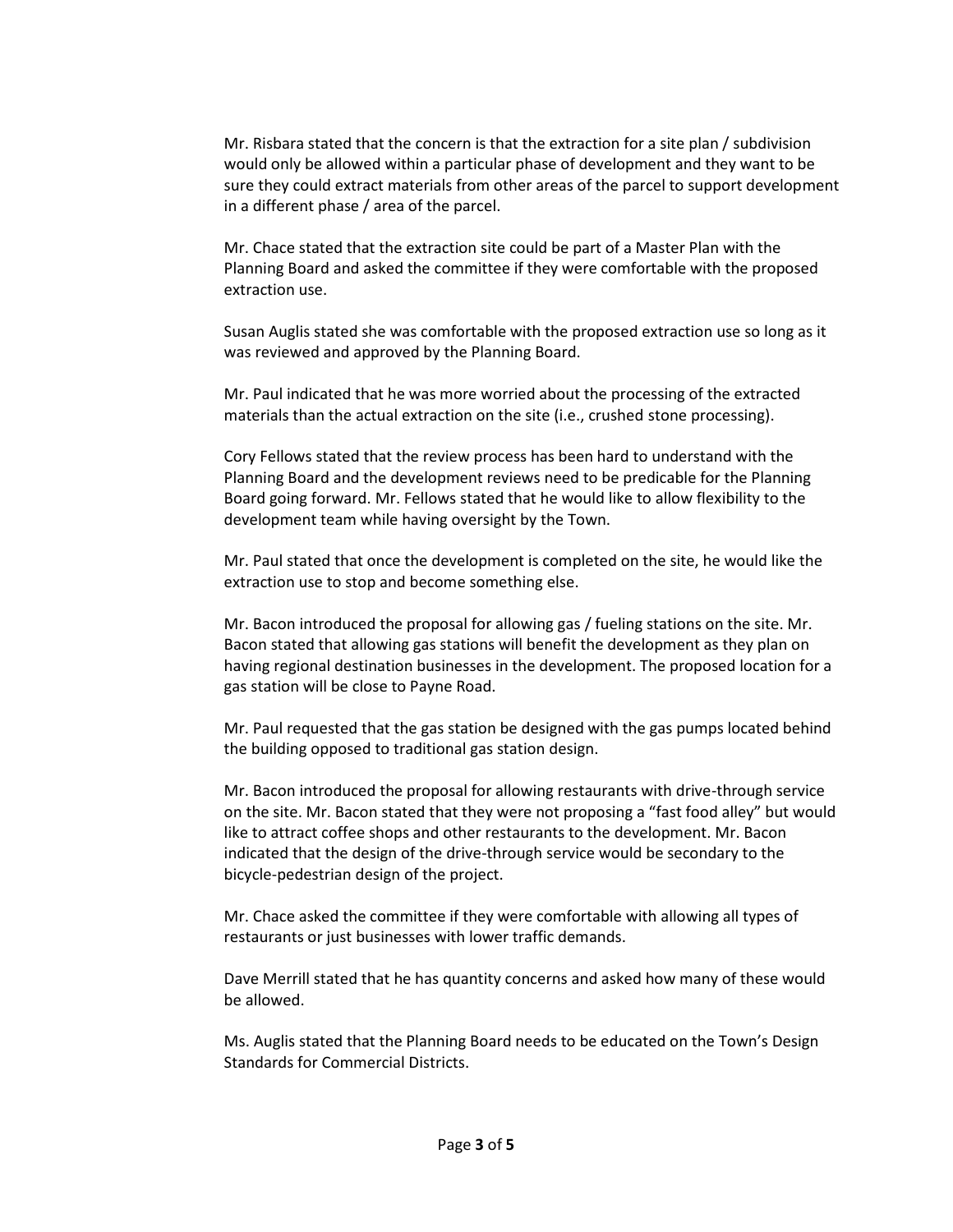Mr. Risbara stated that the concern is that the extraction for a site plan / subdivision would only be allowed within a particular phase of development and they want to be sure they could extract materials from other areas of the parcel to support development in a different phase / area of the parcel.

Mr. Chace stated that the extraction site could be part of a Master Plan with the Planning Board and asked the committee if they were comfortable with the proposed extraction use.

Susan Auglis stated she was comfortable with the proposed extraction use so long as it was reviewed and approved by the Planning Board.

Mr. Paul indicated that he was more worried about the processing of the extracted materials than the actual extraction on the site (i.e., crushed stone processing).

Cory Fellows stated that the review process has been hard to understand with the Planning Board and the development reviews need to be predicable for the Planning Board going forward. Mr. Fellows stated that he would like to allow flexibility to the development team while having oversight by the Town.

Mr. Paul stated that once the development is completed on the site, he would like the extraction use to stop and become something else.

Mr. Bacon introduced the proposal for allowing gas / fueling stations on the site. Mr. Bacon stated that allowing gas stations will benefit the development as they plan on having regional destination businesses in the development. The proposed location for a gas station will be close to Payne Road.

Mr. Paul requested that the gas station be designed with the gas pumps located behind the building opposed to traditional gas station design.

Mr. Bacon introduced the proposal for allowing restaurants with drive-through service on the site. Mr. Bacon stated that they were not proposing a "fast food alley" but would like to attract coffee shops and other restaurants to the development. Mr. Bacon indicated that the design of the drive-through service would be secondary to the bicycle-pedestrian design of the project.

Mr. Chace asked the committee if they were comfortable with allowing all types of restaurants or just businesses with lower traffic demands.

Dave Merrill stated that he has quantity concerns and asked how many of these would be allowed.

Ms. Auglis stated that the Planning Board needs to be educated on the Town's Design Standards for Commercial Districts.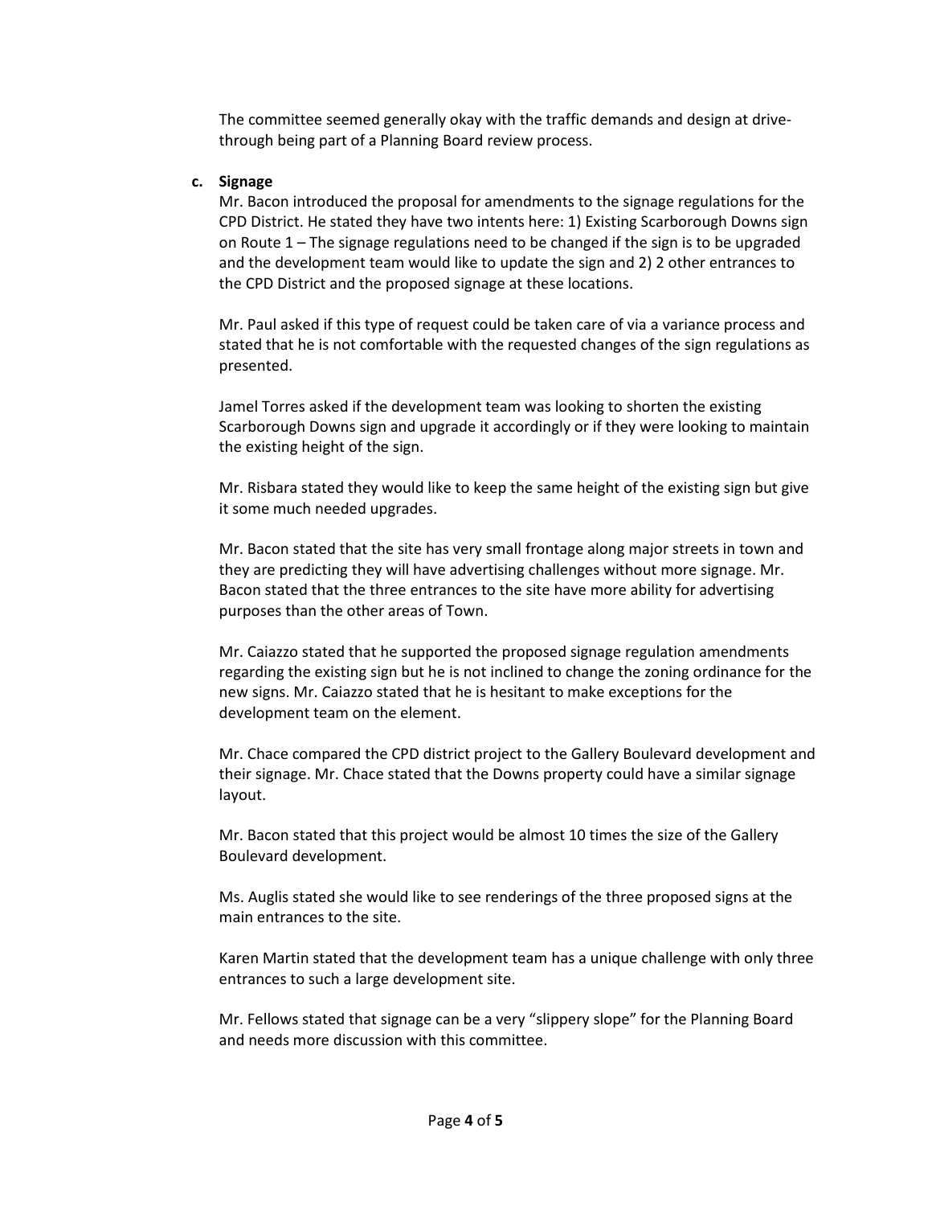The committee seemed generally okay with the traffic demands and design at drive-through being part of a Planning Board review process.

**c. Signage**

Mr. Bacon introduced the proposal for amendments to the signage regulations for the CPD District. He stated they have two intents here: 1) Existing Scarborough Downs sign on Route 1 – The signage regulations need to be changed if the sign is to be upgraded and the development team would like to update the sign and 2) 2 other entrances to the CPD District and the proposed signage at these locations.

Mr. Paul asked if this type of request could be taken care of via a variance process and stated that he is not comfortable with the requested changes of the sign regulations as presented.

Jamel Torres asked if the development team was looking to shorten the existing Scarborough Downs sign and upgrade it accordingly or if they were looking to maintain the existing height of the sign.

Mr. Risbara stated they would like to keep the same height of the existing sign but give it some much needed upgrades.

Mr. Bacon stated that the site has very small frontage along major streets in town and they are predicting they will have advertising challenges without more signage. Mr. Bacon stated that the three entrances to the site have more ability for advertising purposes than the other areas of Town.

Mr. Caiazzo stated that he supported the proposed signage regulation amendments regarding the existing sign but he is not inclined to change the zoning ordinance for the new signs. Mr. Caiazzo stated that he is hesitant to make exceptions for the development team on the element.

Mr. Chace compared the CPD district project to the Gallery Boulevard development and their signage. Mr. Chace stated that the Downs property could have a similar signage layout.

Mr. Bacon stated that this project would be almost 10 times the size of the Gallery Boulevard development.

Ms. Auglis stated she would like to see renderings of the three proposed signs at the main entrances to the site.

Karen Martin stated that the development team has a unique challenge with only three entrances to such a large development site.

Mr. Fellows stated that signage can be a very "slippery slope" for the Planning Board and needs more discussion with this committee.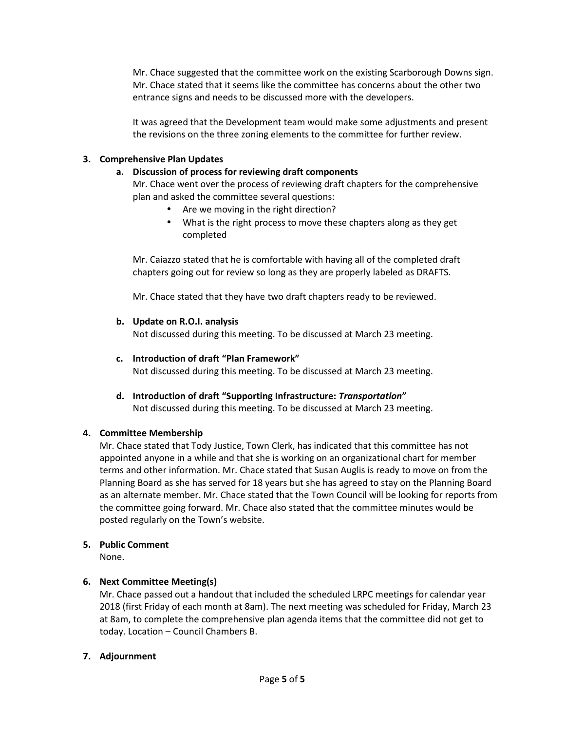Mr. Chace suggested that the committee work on the existing Scarborough Downs sign. Mr. Chace stated that it seems like the committee has concerns about the other two entrance signs and needs to be discussed more with the developers.

It was agreed that the Development team would make some adjustments and present the revisions on the three zoning elements to the committee for further review.

**3. Comprehensive Plan Updates**

**a. Discussion of process for reviewing draft components**

Mr. Chace went over the process of reviewing draft chapters for the comprehensive plan and asked the committee several questions:

- Are we moving in the right direction?
- What is the right process to move these chapters along as they get completed

Mr. Caiazzo stated that he is comfortable with having all of the completed draft chapters going out for review so long as they are properly labeled as DRAFTS.

Mr. Chace stated that they have two draft chapters ready to be reviewed.

**b. Update on R.O.I. analysis**

Not discussed during this meeting. To be discussed at March 23 meeting.

**c. Introduction of draft "Plan Framework"**

Not discussed during this meeting. To be discussed at March 23 meeting.

**d. Introduction of draft "Supporting Infrastructure: *Transportation*"**

Not discussed during this meeting. To be discussed at March 23 meeting.

**4. Committee Membership**

Mr. Chace stated that Tody Justice, Town Clerk, has indicated that this committee has not appointed anyone in a while and that she is working on an organizational chart for member terms and other information. Mr. Chace stated that Susan Auglis is ready to move on from the Planning Board as she has served for 18 years but she has agreed to stay on the Planning Board as an alternate member. Mr. Chace stated that the Town Council will be looking for reports from the committee going forward. Mr. Chace also stated that the committee minutes would be posted regularly on the Town's website.

**5. Public Comment**

None.

**6. Next Committee Meeting(s)**

Mr. Chace passed out a handout that included the scheduled LRPC meetings for calendar year 2018 (first Friday of each month at 8am). The next meeting was scheduled for Friday, March 23 at 8am, to complete the comprehensive plan agenda items that the committee did not get to today. Location – Council Chambers B.

**7. Adjournment**